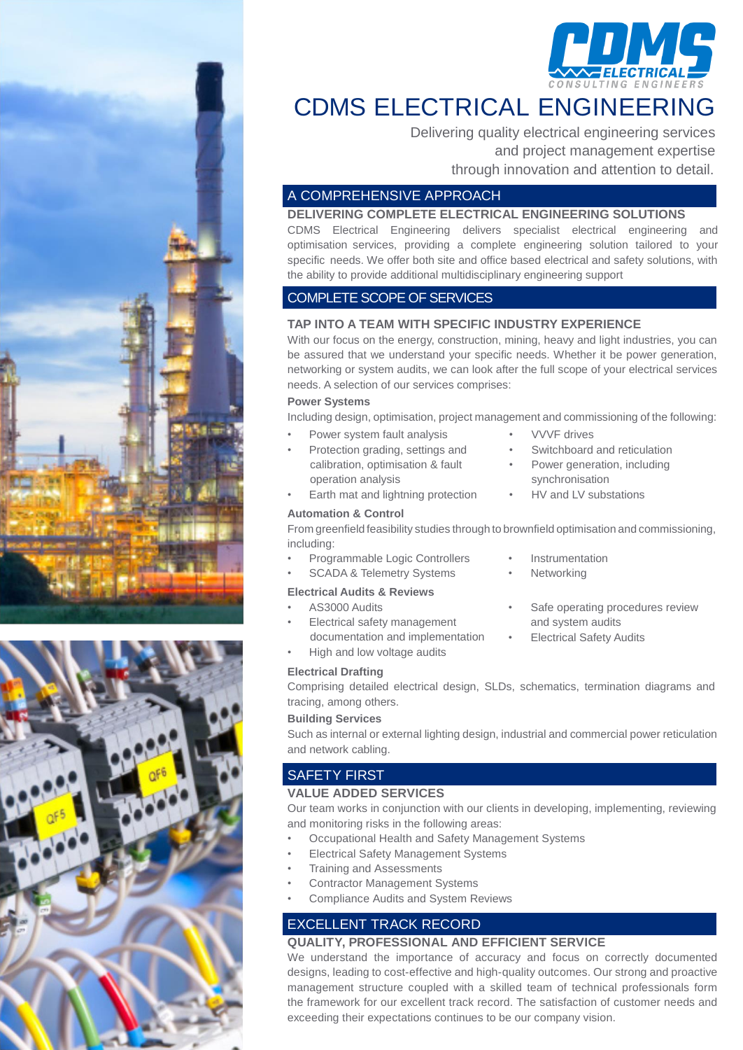# CDMS ELECTRICAL ENGINEERING

Delivering quality electrical engineering services
and project management expertise
through innovation and attention to detail.

## A COMPREHENSIVE APPROACH

### DELIVERING COMPLETE ELECTRICAL ENGINEERING SOLUTIONS

CDMS Electrical Engineering delivers specialist electrical engineering and optimisation services, providing a complete engineering solution tailored to your specific needs. We offer both site and office based electrical and safety solutions, with the ability to provide additional multidisciplinary engineering support

## COMPLETE SCOPE OF SERVICES

### TAP INTO A TEAM WITH SPECIFIC INDUSTRY EXPERIENCE

With our focus on the energy, construction, mining, heavy and light industries, you can be assured that we understand your specific needs. Whether it be power generation, networking or system audits, we can look after the full scope of your electrical services needs. A selection of our services comprises:

**Power Systems**

Including design, optimisation, project management and commissioning of the following:

- Power system fault analysis
- Protection grading, settings and calibration, optimisation & fault operation analysis
- Earth mat and lightning protection
- VVVF drives
- Switchboard and reticulation
- Power generation, including synchronisation
- HV and LV substations

**Automation & Control**

From greenfield feasibility studies through to brownfield optimisation and commissioning, including:

- Programmable Logic Controllers
- SCADA & Telemetry Systems
- Instrumentation
- Networking

**Electrical Audits & Reviews**

- AS3000 Audits
- Electrical safety management documentation and implementation
- High and low voltage audits
- Safe operating procedures review and system audits
- Electrical Safety Audits

**Electrical Drafting**

Comprising detailed electrical design, SLDs, schematics, termination diagrams and tracing, among others.

**Building Services**

Such as internal or external lighting design, industrial and commercial power reticulation and network cabling.

## SAFETY FIRST

### VALUE ADDED SERVICES

Our team works in conjunction with our clients in developing, implementing, reviewing and monitoring risks in the following areas:

- Occupational Health and Safety Management Systems
- Electrical Safety Management Systems
- Training and Assessments
- Contractor Management Systems
- Compliance Audits and System Reviews

## EXCELLENT TRACK RECORD

### QUALITY, PROFESSIONAL AND EFFICIENT SERVICE

We understand the importance of accuracy and focus on correctly documented designs, leading to cost-effective and high-quality outcomes. Our strong and proactive management structure coupled with a skilled team of technical professionals form the framework for our excellent track record. The satisfaction of customer needs and exceeding their expectations continues to be our company vision.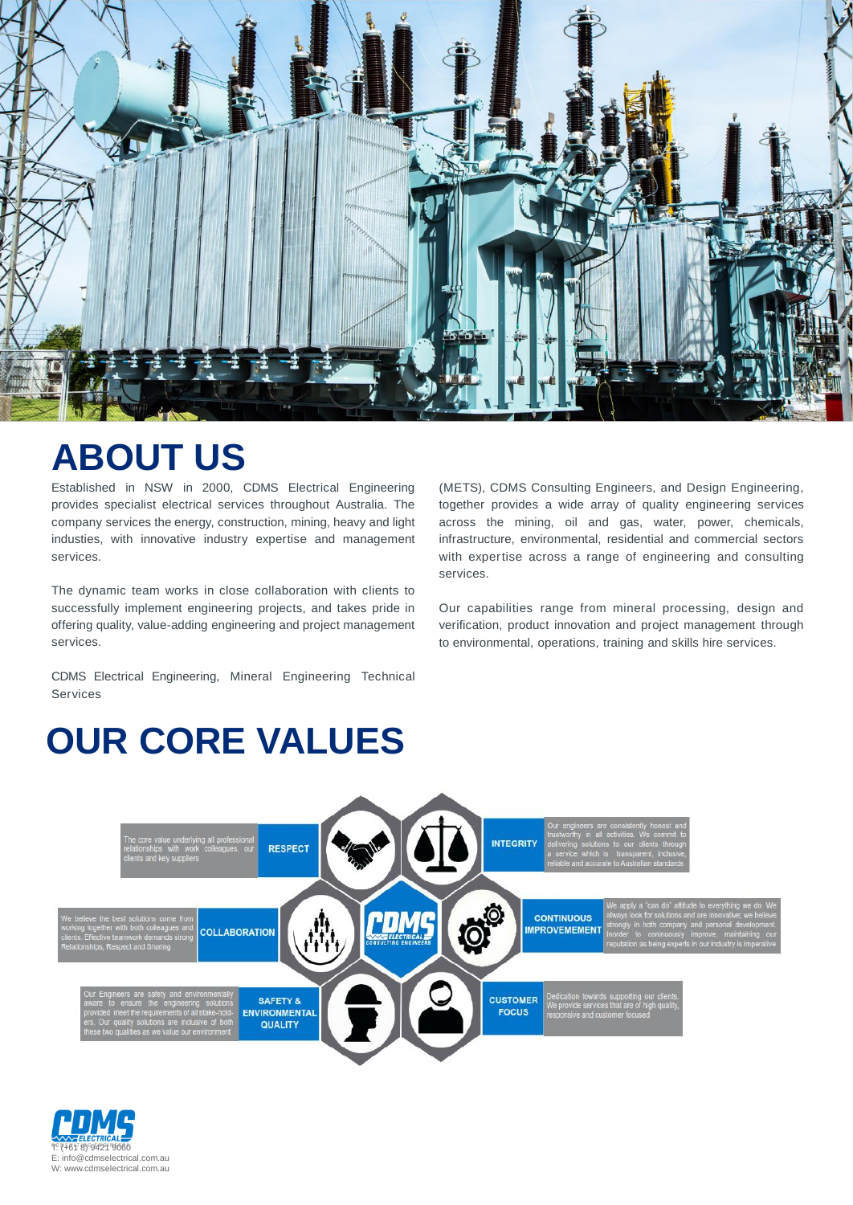# ABOUT US

Established in NSW in 2000, CDMS Electrical Engineering provides specialist electrical services throughout Australia. The company services the energy, construction, mining, heavy and light industies, with innovative industry expertise and management services.

The dynamic team works in close collaboration with clients to successfully implement engineering projects, and takes pride in offering quality, value-adding engineering and project management services.

CDMS Electrical Engineering, Mineral Engineering Technical Services (METS), CDMS Consulting Engineers, and Design Engineering, together provides a wide array of quality engineering services across the mining, oil and gas, water, power, chemicals, infrastructure, environmental, residential and commercial sectors with expertise across a range of engineering and consulting services.

Our capabilities range from mineral processing, design and verification, product innovation and project management through to environmental, operations, training and skills hire services.

# OUR CORE VALUES

**RESPECT**
The core value underlying all professional relationships with work colleagues, our clients and key suppliers

**INTEGRITY**
Our engineers are consistently honest and trustworthy in all activities. We commit to delivering solutions to our clients through a service which is transparent, inclusive, reliable and accurate to Australian standards

**COLLABORATION**
We believe the best solutions come from working together with both colleagues and clients. Effective teamwork demands strong Relationships, Respect and Sharing

**CONTINUOUS IMPROVEMEMENT**
We apply a "can do" attitude to everything we do. We always look for solutions and are innovative; we believe strongly in both company and personal development. Inorder to continuously improve, maintaining our reputation as being experts in our industry is imperative

**SAFETY & ENVIRONMENTAL QUALITY**
Our Engineers are safety and environmentally aware to ensure the engineering solutions provided meet the requirements of all stake-holders. Our quality solutions are inclusive of both these two qualities as we value our environment

**CUSTOMER FOCUS**
Dedication towards supporting our clients. We provide services that are of high quality, responsive and customer focused

CDMS ELECTRICAL

T: (+61 8) 9421 9060
E: info@cdmselectrical.com.au
W: www.cdmselectrical.com.au